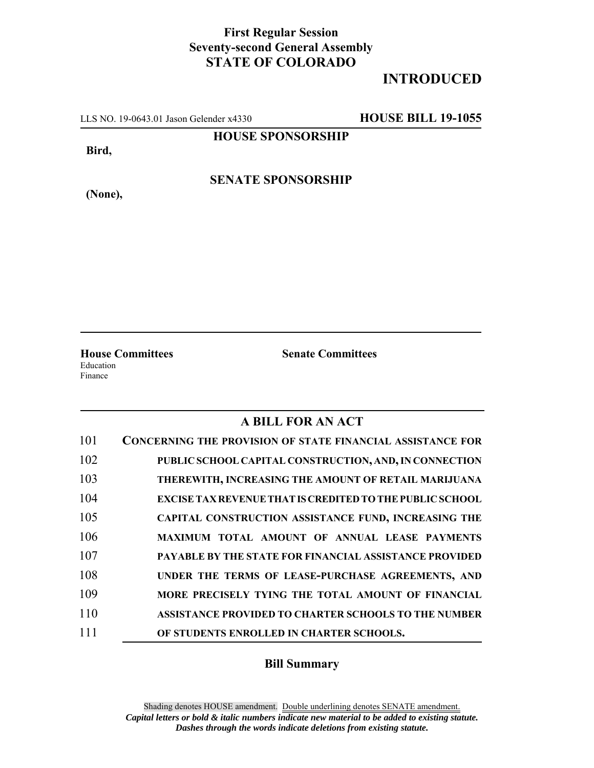**First Regular Session**
**Seventy-second General Assembly**
**STATE OF COLORADO**

# INTRODUCED

LLS NO. 19-0643.01 Jason Gelender x4330 **HOUSE BILL 19-1055**

**HOUSE SPONSORSHIP**

**Bird,**

**SENATE SPONSORSHIP**

**(None),**

**House Committees**
Education
Finance

**Senate Committees**

## A BILL FOR AN ACT

101 **CONCERNING THE PROVISION OF STATE FINANCIAL ASSISTANCE FOR**
102 **PUBLIC SCHOOL CAPITAL CONSTRUCTION, AND, IN CONNECTION**
103 **THEREWITH, INCREASING THE AMOUNT OF RETAIL MARIJUANA**
104 **EXCISE TAX REVENUE THAT IS CREDITED TO THE PUBLIC SCHOOL**
105 **CAPITAL CONSTRUCTION ASSISTANCE FUND, INCREASING THE**
106 **MAXIMUM TOTAL AMOUNT OF ANNUAL LEASE PAYMENTS**
107 **PAYABLE BY THE STATE FOR FINANCIAL ASSISTANCE PROVIDED**
108 **UNDER THE TERMS OF LEASE-PURCHASE AGREEMENTS, AND**
109 **MORE PRECISELY TYING THE TOTAL AMOUNT OF FINANCIAL**
110 **ASSISTANCE PROVIDED TO CHARTER SCHOOLS TO THE NUMBER**
111 **OF STUDENTS ENROLLED IN CHARTER SCHOOLS.**

### Bill Summary

Shading denotes HOUSE amendment. Double underlining denotes SENATE amendment.
***Capital letters or bold & italic numbers indicate new material to be added to existing statute.***
***Dashes through the words indicate deletions from existing statute.***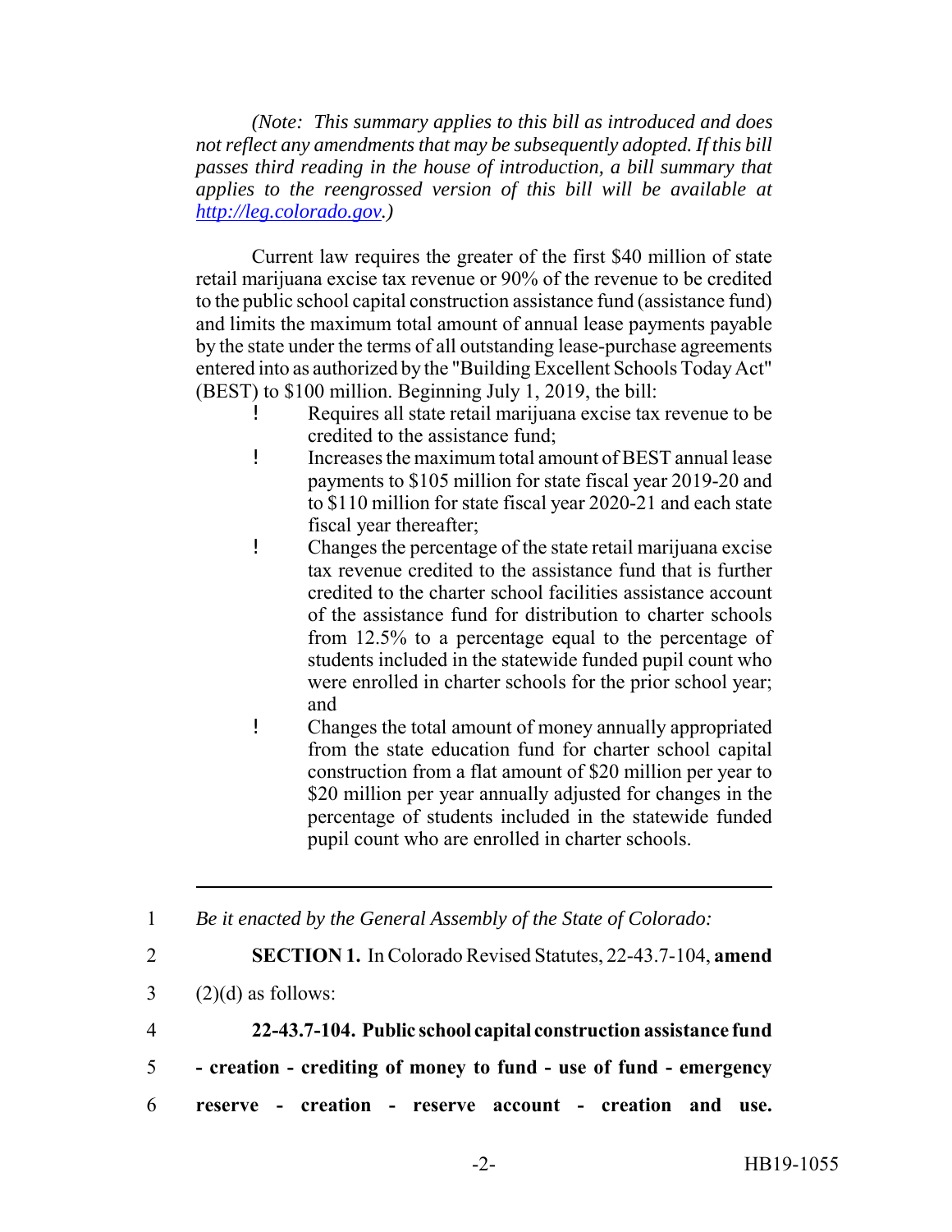*(Note: This summary applies to this bill as introduced and does not reflect any amendments that may be subsequently adopted. If this bill passes third reading in the house of introduction, a bill summary that applies to the reengrossed version of this bill will be available at http://leg.colorado.gov.)*

Current law requires the greater of the first $40 million of state retail marijuana excise tax revenue or 90% of the revenue to be credited to the public school capital construction assistance fund (assistance fund) and limits the maximum total amount of annual lease payments payable by the state under the terms of all outstanding lease-purchase agreements entered into as authorized by the "Building Excellent Schools Today Act" (BEST) to $100 million. Beginning July 1, 2019, the bill:

- Requires all state retail marijuana excise tax revenue to be credited to the assistance fund;
- Increases the maximum total amount of BEST annual lease payments to $105 million for state fiscal year 2019-20 and to $110 million for state fiscal year 2020-21 and each state fiscal year thereafter;
- Changes the percentage of the state retail marijuana excise tax revenue credited to the assistance fund that is further credited to the charter school facilities assistance account of the assistance fund for distribution to charter schools from 12.5% to a percentage equal to the percentage of students included in the statewide funded pupil count who were enrolled in charter schools for the prior school year; and
- Changes the total amount of money annually appropriated from the state education fund for charter school capital construction from a flat amount of $20 million per year to $20 million per year annually adjusted for changes in the percentage of students included in the statewide funded pupil count who are enrolled in charter schools.

---

1 *Be it enacted by the General Assembly of the State of Colorado:*

2 **SECTION 1.** In Colorado Revised Statutes, 22-43.7-104, **amend**

3 (2)(d) as follows:

4 **22-43.7-104. Public school capital construction assistance fund**

5 **- creation - crediting of money to fund - use of fund - emergency**

6 **reserve - creation - reserve account - creation and use.**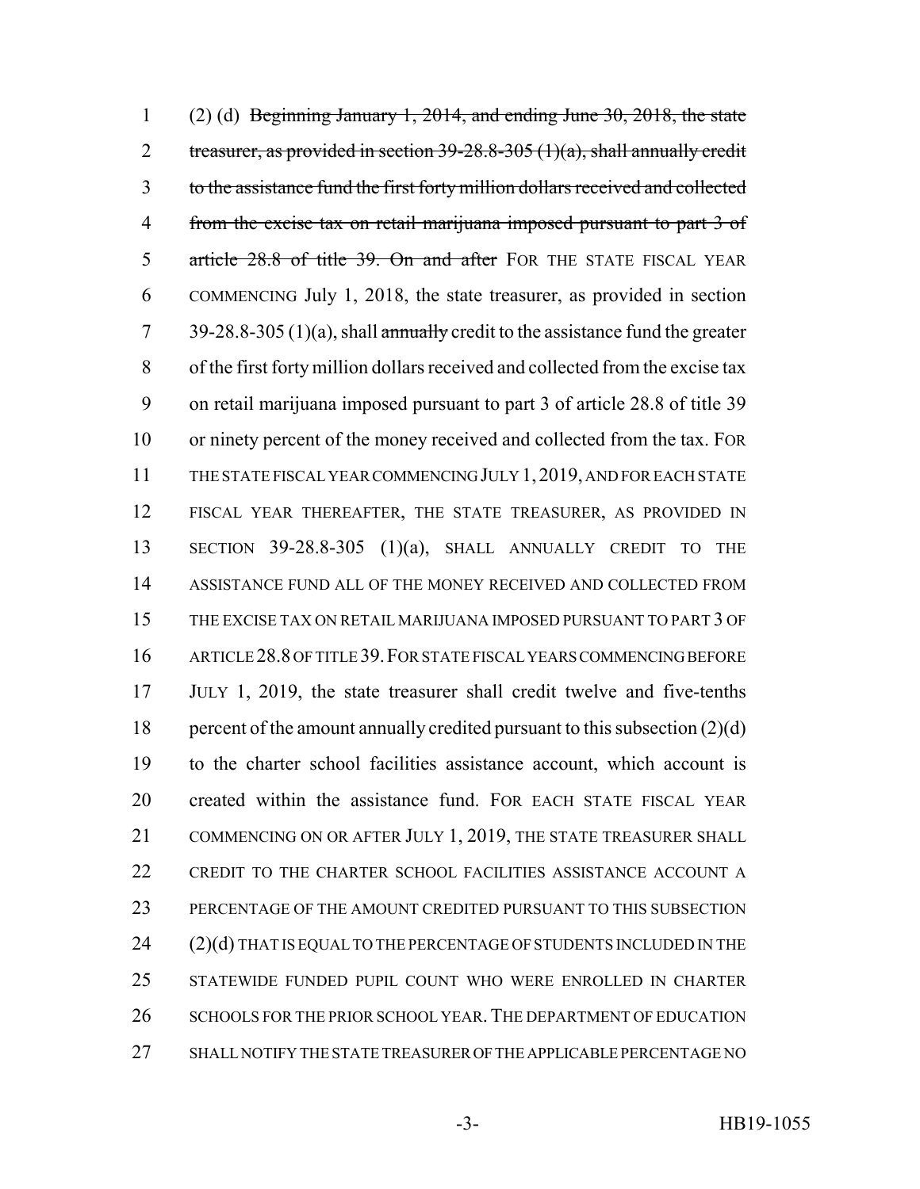(2) (d) ~~Beginning January 1, 2014, and ending June 30, 2018, the state treasurer, as provided in section 39-28.8-305 (1)(a), shall annually credit to the assistance fund the first forty million dollars received and collected from the excise tax on retail marijuana imposed pursuant to part 3 of article 28.8 of title 39. On and after~~ FOR THE STATE FISCAL YEAR COMMENCING July 1, 2018, the state treasurer, as provided in section 39-28.8-305 (1)(a), shall ~~annually~~ credit to the assistance fund the greater of the first forty million dollars received and collected from the excise tax on retail marijuana imposed pursuant to part 3 of article 28.8 of title 39 or ninety percent of the money received and collected from the tax. FOR THE STATE FISCAL YEAR COMMENCING JULY 1, 2019, AND FOR EACH STATE FISCAL YEAR THEREAFTER, THE STATE TREASURER, AS PROVIDED IN SECTION 39-28.8-305 (1)(a), SHALL ANNUALLY CREDIT TO THE ASSISTANCE FUND ALL OF THE MONEY RECEIVED AND COLLECTED FROM THE EXCISE TAX ON RETAIL MARIJUANA IMPOSED PURSUANT TO PART 3 OF ARTICLE 28.8 OF TITLE 39. FOR STATE FISCAL YEARS COMMENCING BEFORE JULY 1, 2019, the state treasurer shall credit twelve and five-tenths percent of the amount annually credited pursuant to this subsection (2)(d) to the charter school facilities assistance account, which account is created within the assistance fund. FOR EACH STATE FISCAL YEAR COMMENCING ON OR AFTER JULY 1, 2019, THE STATE TREASURER SHALL CREDIT TO THE CHARTER SCHOOL FACILITIES ASSISTANCE ACCOUNT A PERCENTAGE OF THE AMOUNT CREDITED PURSUANT TO THIS SUBSECTION (2)(d) THAT IS EQUAL TO THE PERCENTAGE OF STUDENTS INCLUDED IN THE STATEWIDE FUNDED PUPIL COUNT WHO WERE ENROLLED IN CHARTER SCHOOLS FOR THE PRIOR SCHOOL YEAR. THE DEPARTMENT OF EDUCATION SHALL NOTIFY THE STATE TREASURER OF THE APPLICABLE PERCENTAGE NO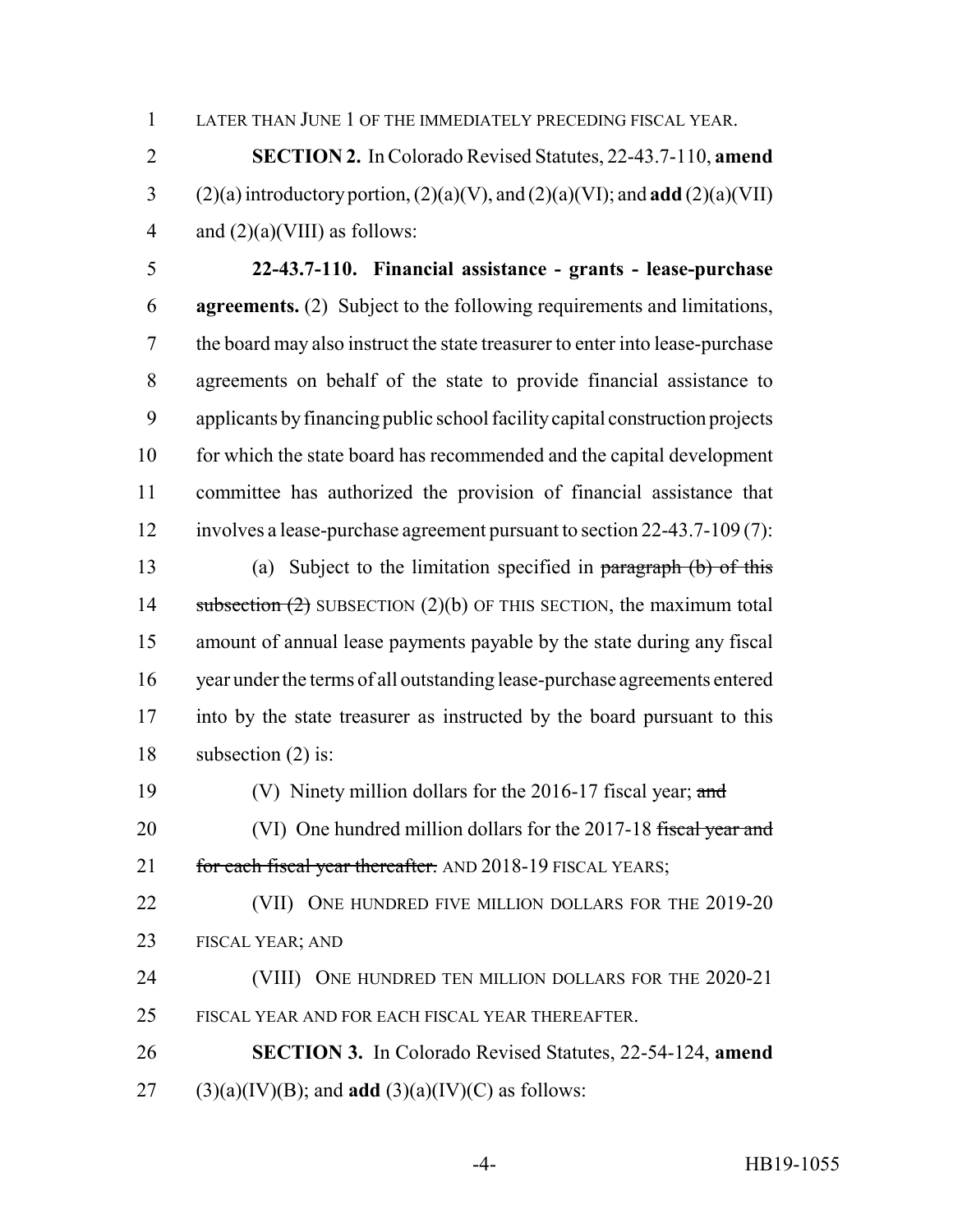LATER THAN JUNE 1 OF THE IMMEDIATELY PRECEDING FISCAL YEAR.

**SECTION 2.** In Colorado Revised Statutes, 22-43.7-110, **amend** (2)(a) introductory portion, (2)(a)(V), and (2)(a)(VI); and **add** (2)(a)(VII) and (2)(a)(VIII) as follows:

**22-43.7-110. Financial assistance - grants - lease-purchase agreements.** (2) Subject to the following requirements and limitations, the board may also instruct the state treasurer to enter into lease-purchase agreements on behalf of the state to provide financial assistance to applicants by financing public school facility capital construction projects for which the state board has recommended and the capital development committee has authorized the provision of financial assistance that involves a lease-purchase agreement pursuant to section 22-43.7-109 (7):

(a) Subject to the limitation specified in ~~paragraph (b) of this subsection (2)~~ SUBSECTION (2)(b) OF THIS SECTION, the maximum total amount of annual lease payments payable by the state during any fiscal year under the terms of all outstanding lease-purchase agreements entered into by the state treasurer as instructed by the board pursuant to this subsection (2) is:

(V) Ninety million dollars for the 2016-17 fiscal year; ~~and~~

(VI) One hundred million dollars for the 2017-18 ~~fiscal year and for each fiscal year thereafter.~~ AND 2018-19 FISCAL YEARS;

(VII) ONE HUNDRED FIVE MILLION DOLLARS FOR THE 2019-20 FISCAL YEAR; AND

(VIII) ONE HUNDRED TEN MILLION DOLLARS FOR THE 2020-21 FISCAL YEAR AND FOR EACH FISCAL YEAR THEREAFTER.

**SECTION 3.** In Colorado Revised Statutes, 22-54-124, **amend** (3)(a)(IV)(B); and **add** (3)(a)(IV)(C) as follows: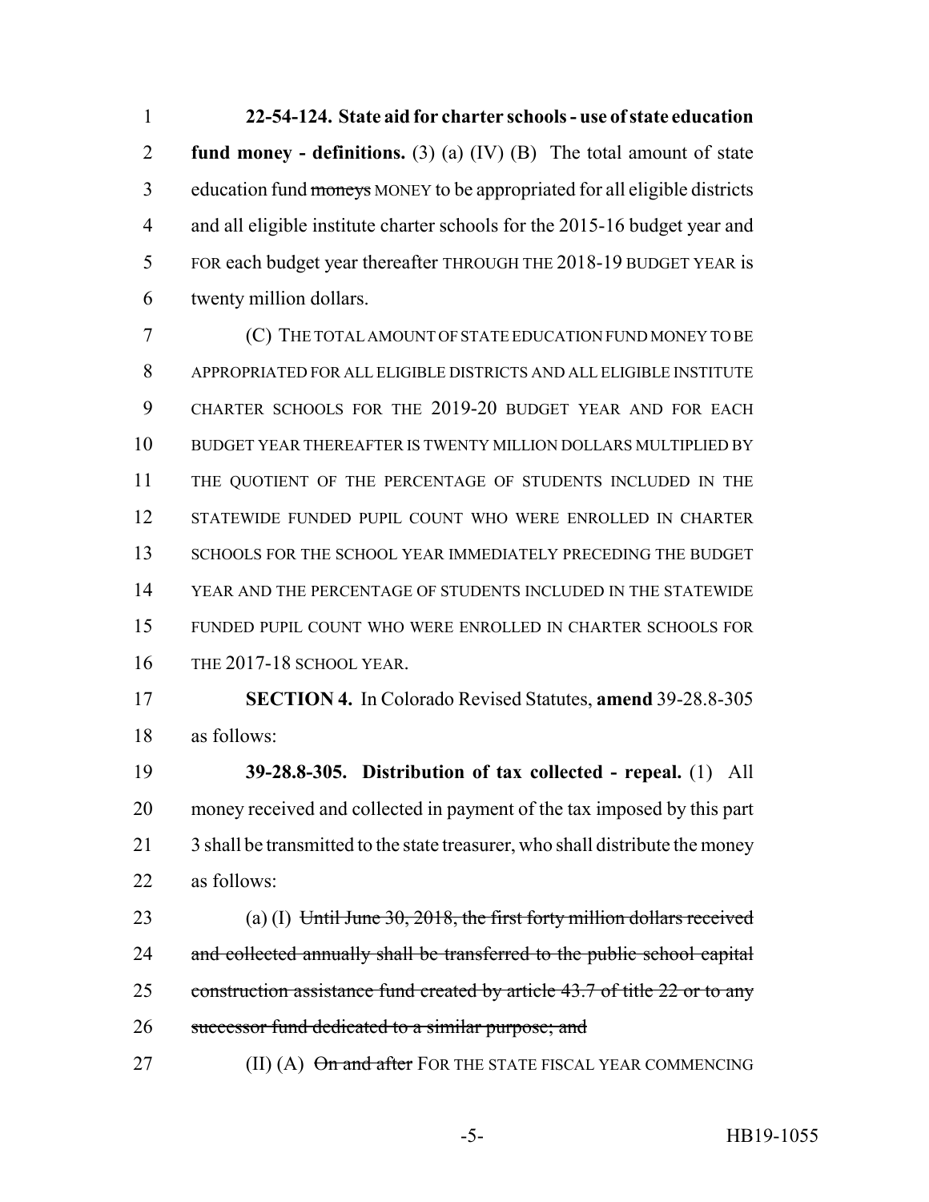**22-54-124. State aid for charter schools - use of state education fund money - definitions.** (3) (a) (IV) (B) The total amount of state education fund ~~moneys~~ MONEY to be appropriated for all eligible districts and all eligible institute charter schools for the 2015-16 budget year and FOR each budget year thereafter THROUGH THE 2018-19 BUDGET YEAR is twenty million dollars.

(C) THE TOTAL AMOUNT OF STATE EDUCATION FUND MONEY TO BE APPROPRIATED FOR ALL ELIGIBLE DISTRICTS AND ALL ELIGIBLE INSTITUTE CHARTER SCHOOLS FOR THE 2019-20 BUDGET YEAR AND FOR EACH BUDGET YEAR THEREAFTER IS TWENTY MILLION DOLLARS MULTIPLIED BY THE QUOTIENT OF THE PERCENTAGE OF STUDENTS INCLUDED IN THE STATEWIDE FUNDED PUPIL COUNT WHO WERE ENROLLED IN CHARTER SCHOOLS FOR THE SCHOOL YEAR IMMEDIATELY PRECEDING THE BUDGET YEAR AND THE PERCENTAGE OF STUDENTS INCLUDED IN THE STATEWIDE FUNDED PUPIL COUNT WHO WERE ENROLLED IN CHARTER SCHOOLS FOR THE 2017-18 SCHOOL YEAR.

**SECTION 4.** In Colorado Revised Statutes, **amend** 39-28.8-305 as follows:

**39-28.8-305. Distribution of tax collected - repeal.** (1) All money received and collected in payment of the tax imposed by this part 3 shall be transmitted to the state treasurer, who shall distribute the money as follows:

(a) (I) ~~Until June 30, 2018, the first forty million dollars received and collected annually shall be transferred to the public school capital construction assistance fund created by article 43.7 of title 22 or to any successor fund dedicated to a similar purpose; and~~

(II) (A) ~~On and after~~ FOR THE STATE FISCAL YEAR COMMENCING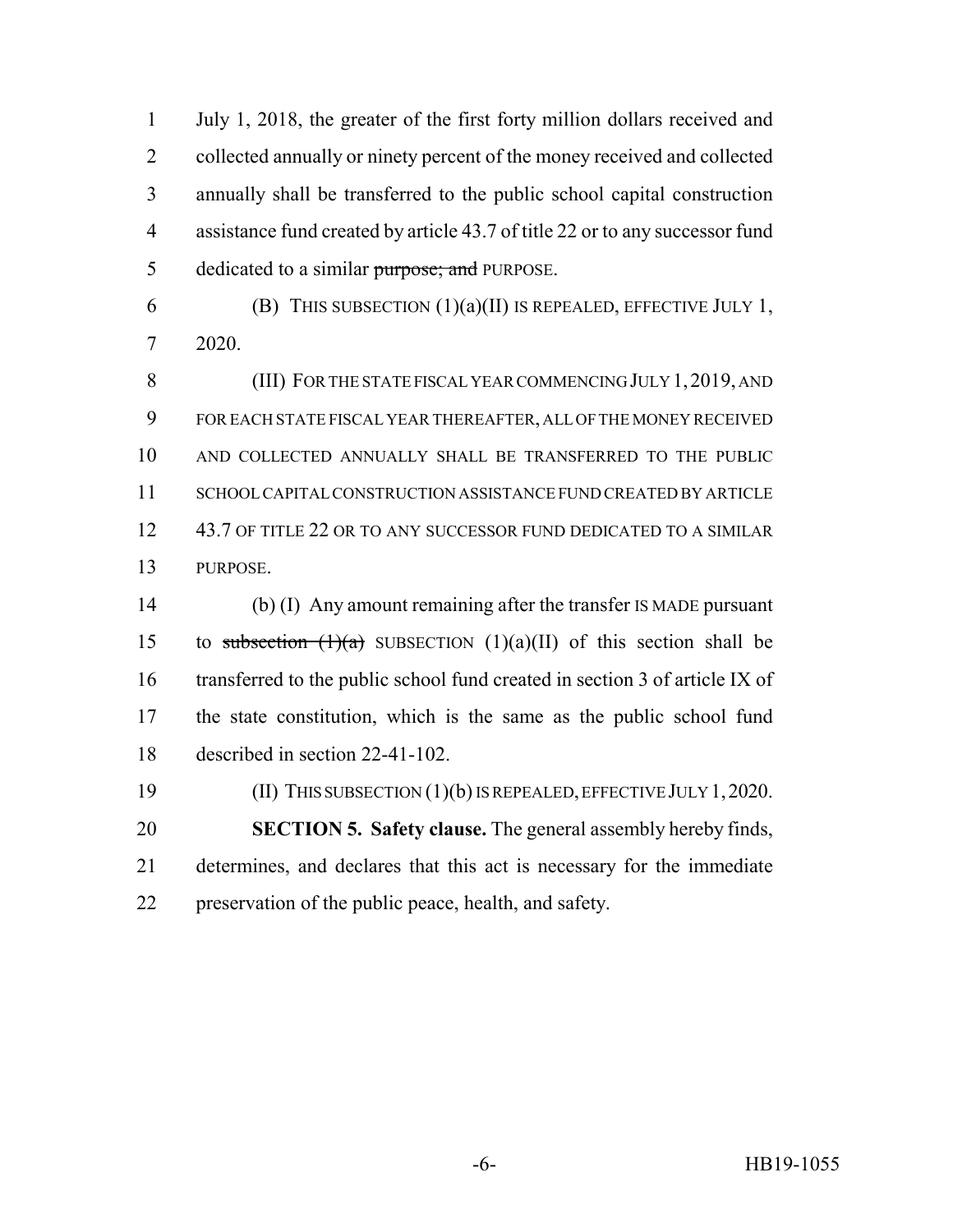July 1, 2018, the greater of the first forty million dollars received and collected annually or ninety percent of the money received and collected annually shall be transferred to the public school capital construction assistance fund created by article 43.7 of title 22 or to any successor fund dedicated to a similar ~~purpose; and~~ PURPOSE.

(B) THIS SUBSECTION (1)(a)(II) IS REPEALED, EFFECTIVE JULY 1, 2020.

(III) FOR THE STATE FISCAL YEAR COMMENCING JULY 1, 2019, AND FOR EACH STATE FISCAL YEAR THEREAFTER, ALL OF THE MONEY RECEIVED AND COLLECTED ANNUALLY SHALL BE TRANSFERRED TO THE PUBLIC SCHOOL CAPITAL CONSTRUCTION ASSISTANCE FUND CREATED BY ARTICLE 43.7 OF TITLE 22 OR TO ANY SUCCESSOR FUND DEDICATED TO A SIMILAR PURPOSE.

(b) (I) Any amount remaining after the transfer IS MADE pursuant to ~~subsection (1)(a)~~ SUBSECTION (1)(a)(II) of this section shall be transferred to the public school fund created in section 3 of article IX of the state constitution, which is the same as the public school fund described in section 22-41-102.

(II) THIS SUBSECTION (1)(b) IS REPEALED, EFFECTIVE JULY 1, 2020.

**SECTION 5. Safety clause.** The general assembly hereby finds, determines, and declares that this act is necessary for the immediate preservation of the public peace, health, and safety.